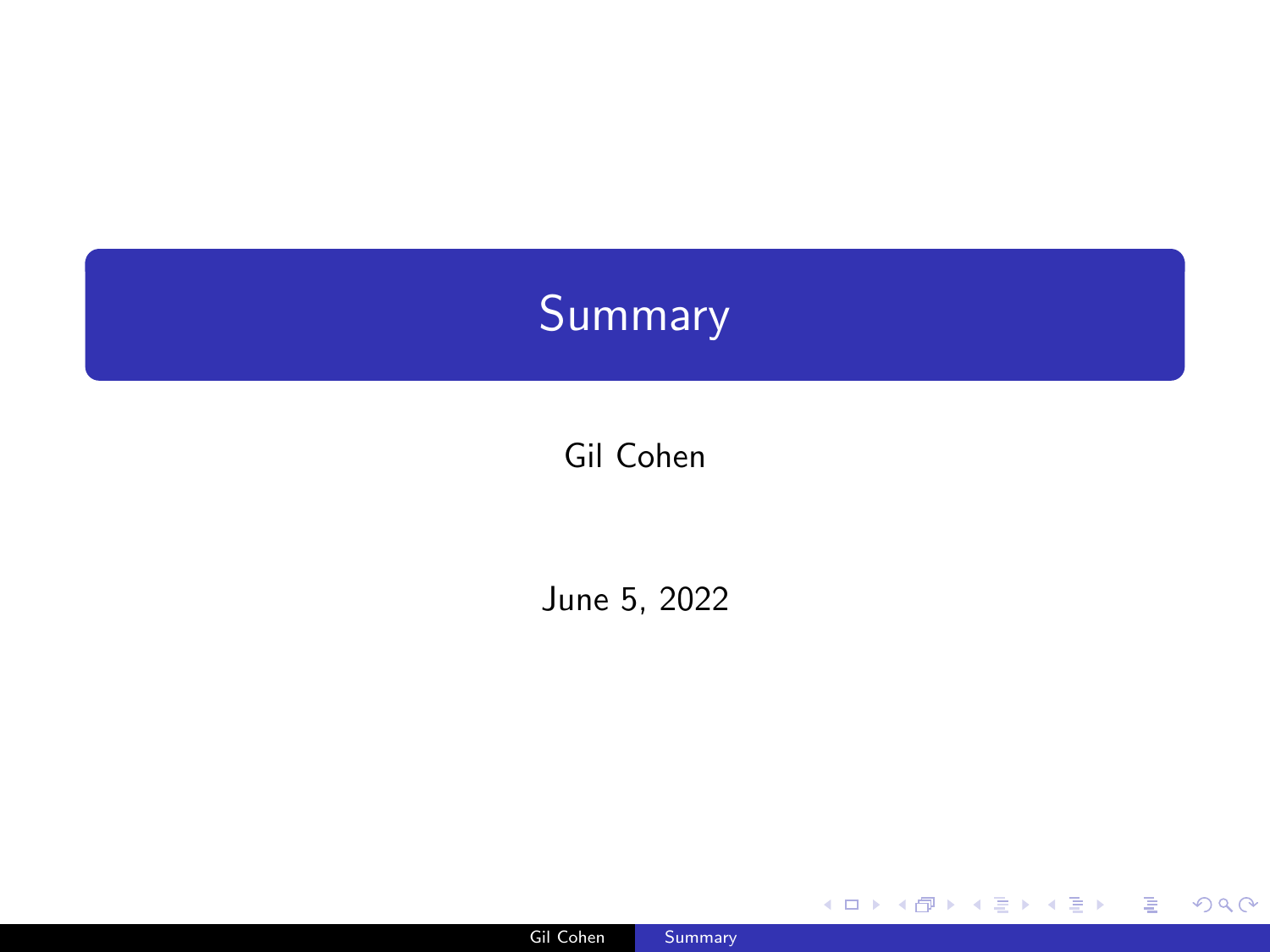# Summary

Gil Cohen

June 5, 2022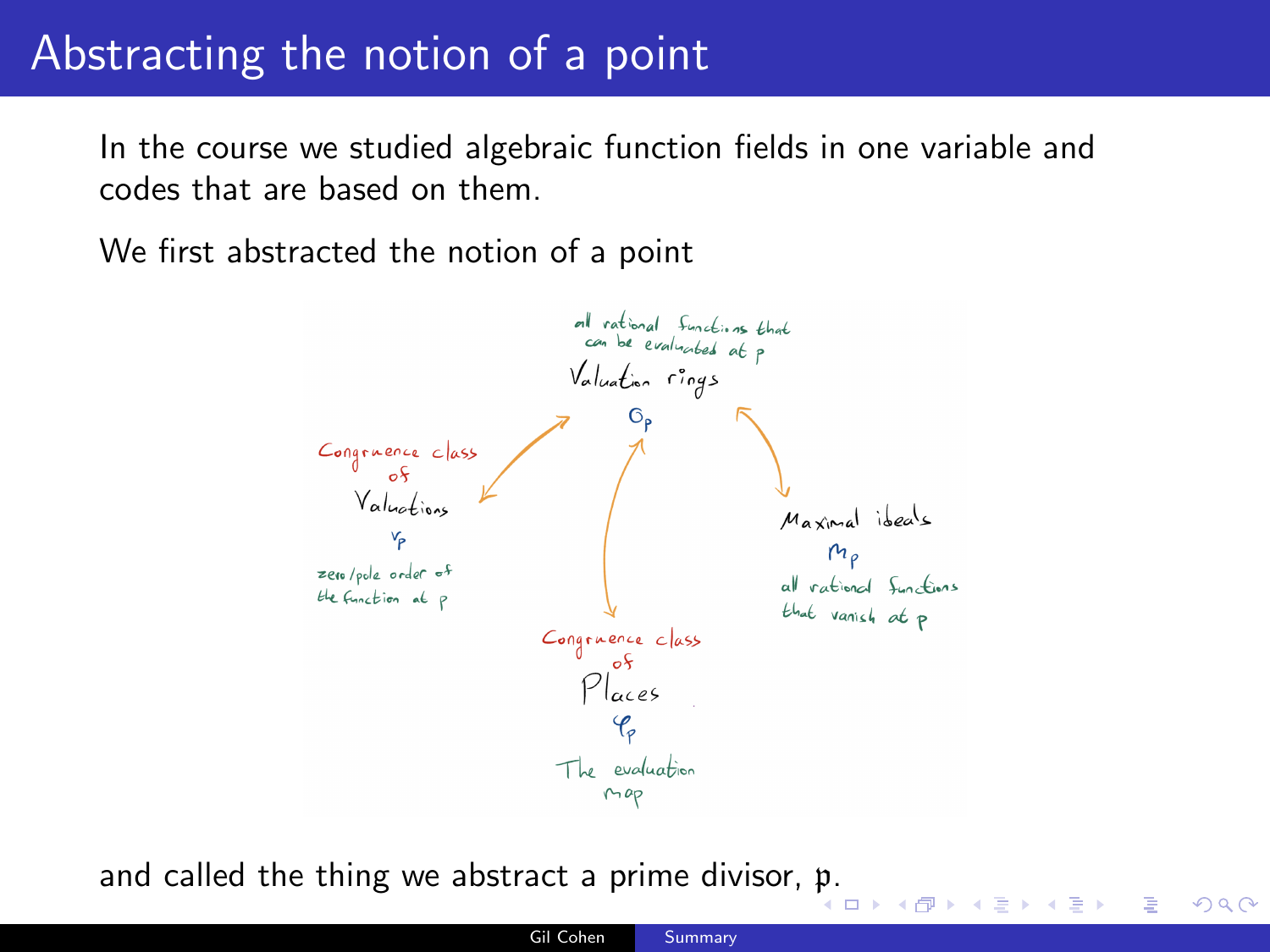# Abstracting the notion of a point

In the course we studied algebraic function fields in one variable and codes that are based on them.

We first abstracted the notion of a point

- **Valuation rings** $\mathcal{O}_P$ — all rational functions that can be evaluated at $P$
- **Congruence class of Valuations** $v_P$ — zero/pole order of the function at $P$
- **Maximal ideals** $m_P$ — all rational functions that vanish at $P$
- **Congruence class of Places** $\varphi_P$ — The evaluation map

and called the thing we abstract a prime divisor, $\mathfrak{p}$.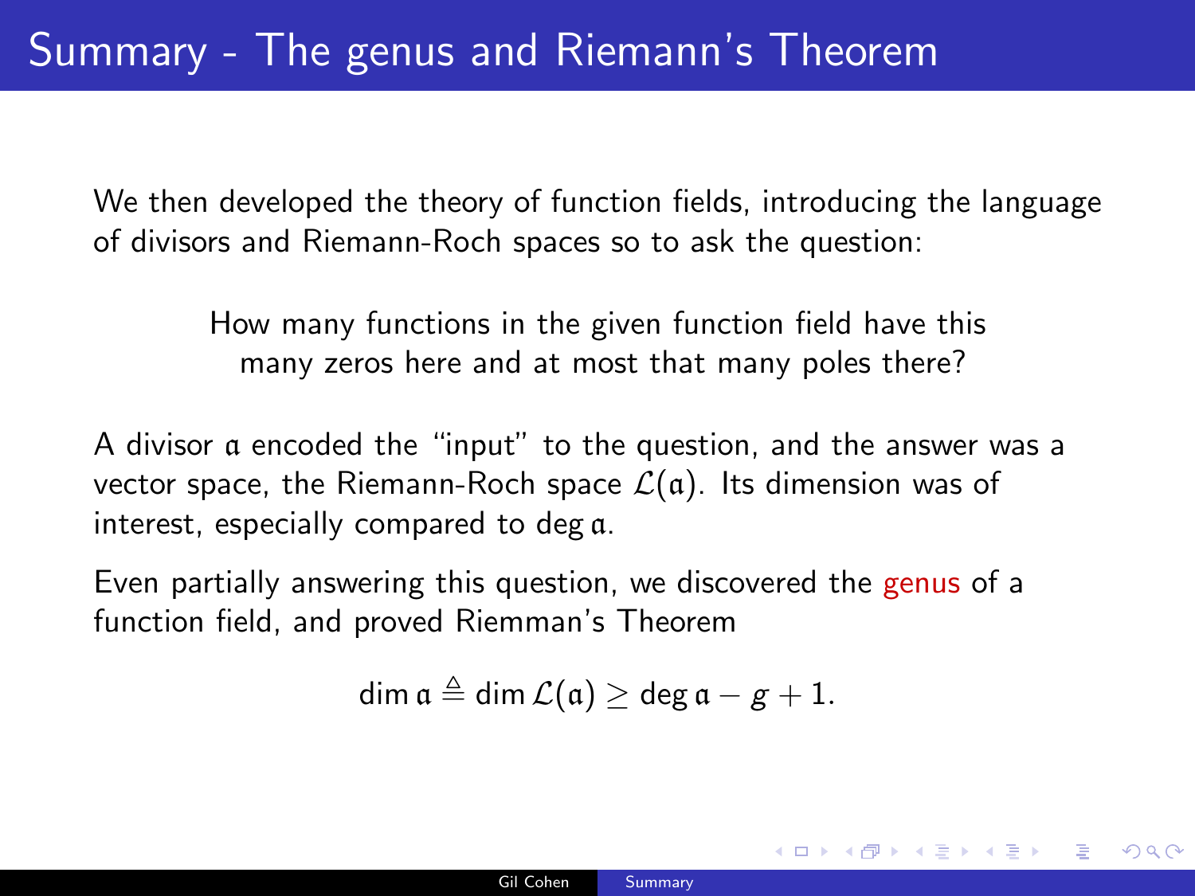# Summary - The genus and Riemann's Theorem

We then developed the theory of function fields, introducing the language of divisors and Riemann-Roch spaces so to ask the question:

How many functions in the given function field have this many zeros here and at most that many poles there?

A divisor $\mathfrak{a}$ encoded the "input" to the question, and the answer was a vector space, the Riemann-Roch space $\mathcal{L}(\mathfrak{a})$. Its dimension was of interest, especially compared to $\deg \mathfrak{a}$.

Even partially answering this question, we discovered the genus of a function field, and proved Riemman's Theorem

$$\dim \mathfrak{a} \triangleq \dim \mathcal{L}(\mathfrak{a}) \geq \deg \mathfrak{a} - g + 1.$$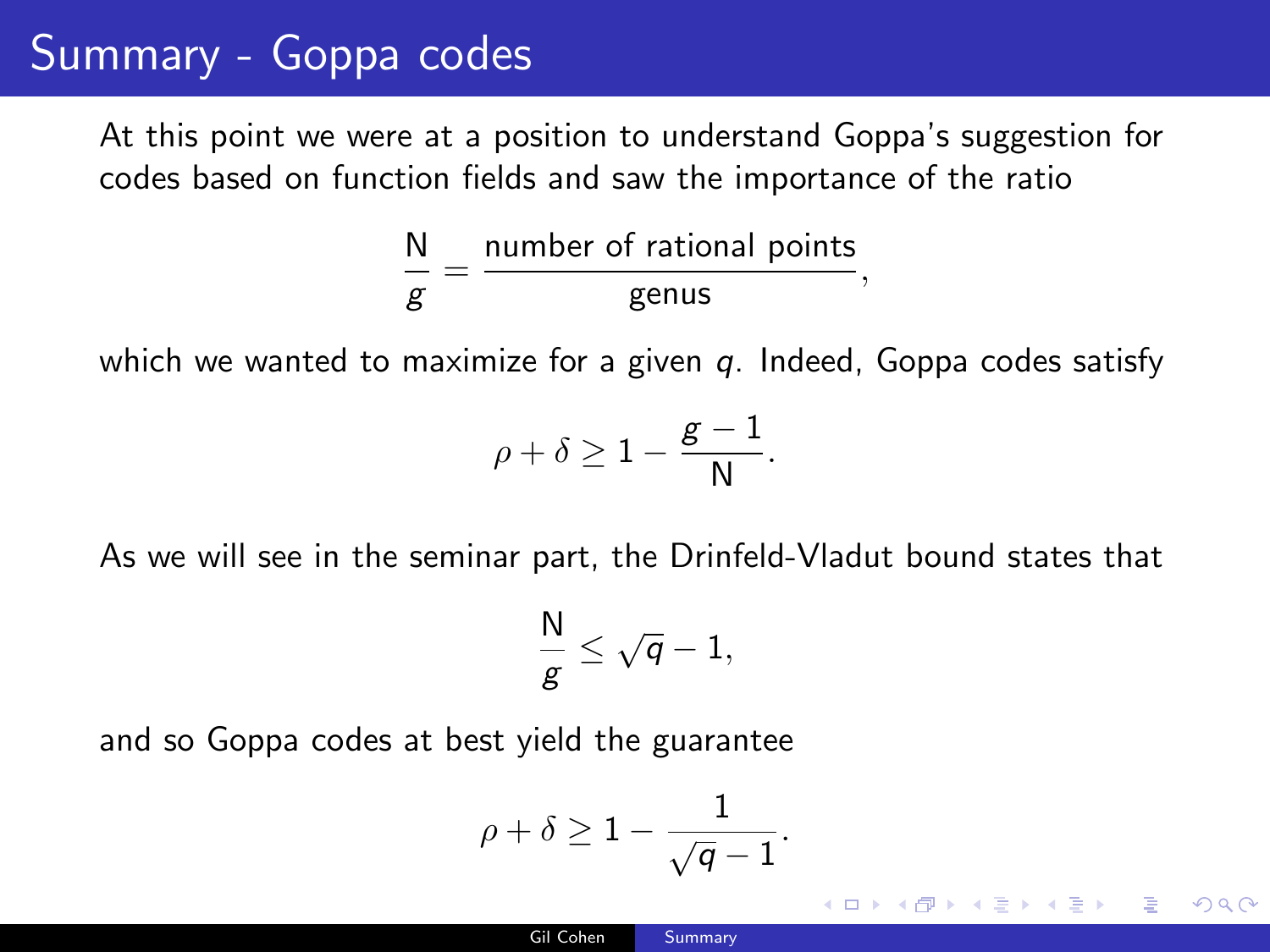# Summary - Goppa codes

At this point we were at a position to understand Goppa's suggestion for codes based on function fields and saw the importance of the ratio

$$\frac{\mathsf{N}}{g} = \frac{\text{number of rational points}}{\text{genus}},$$

which we wanted to maximize for a given $q$. Indeed, Goppa codes satisfy

$$\rho + \delta \geq 1 - \frac{g-1}{\mathsf{N}}.$$

As we will see in the seminar part, the Drinfeld-Vladut bound states that

$$\frac{\mathsf{N}}{g} \leq \sqrt{q} - 1,$$

and so Goppa codes at best yield the guarantee

$$\rho + \delta \geq 1 - \frac{1}{\sqrt{q}-1}.$$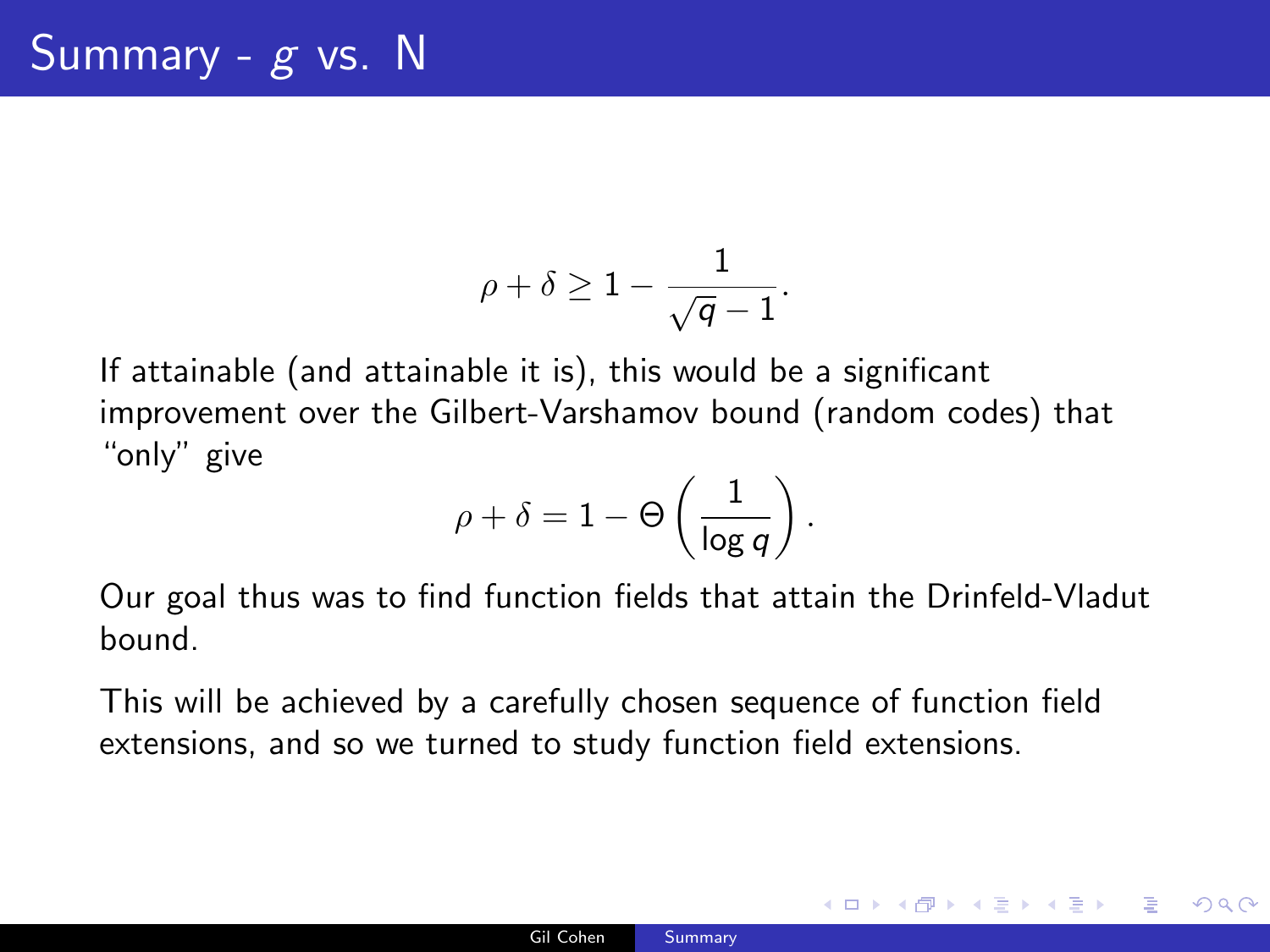# Summary - $g$ vs. N

$$\rho + \delta \geq 1 - \frac{1}{\sqrt{q} - 1}.$$

If attainable (and attainable it is), this would be a significant improvement over the Gilbert-Varshamov bound (random codes) that "only" give

$$\rho + \delta = 1 - \Theta\left(\frac{1}{\log q}\right).$$

Our goal thus was to find function fields that attain the Drinfeld-Vladut bound.

This will be achieved by a carefully chosen sequence of function field extensions, and so we turned to study function field extensions.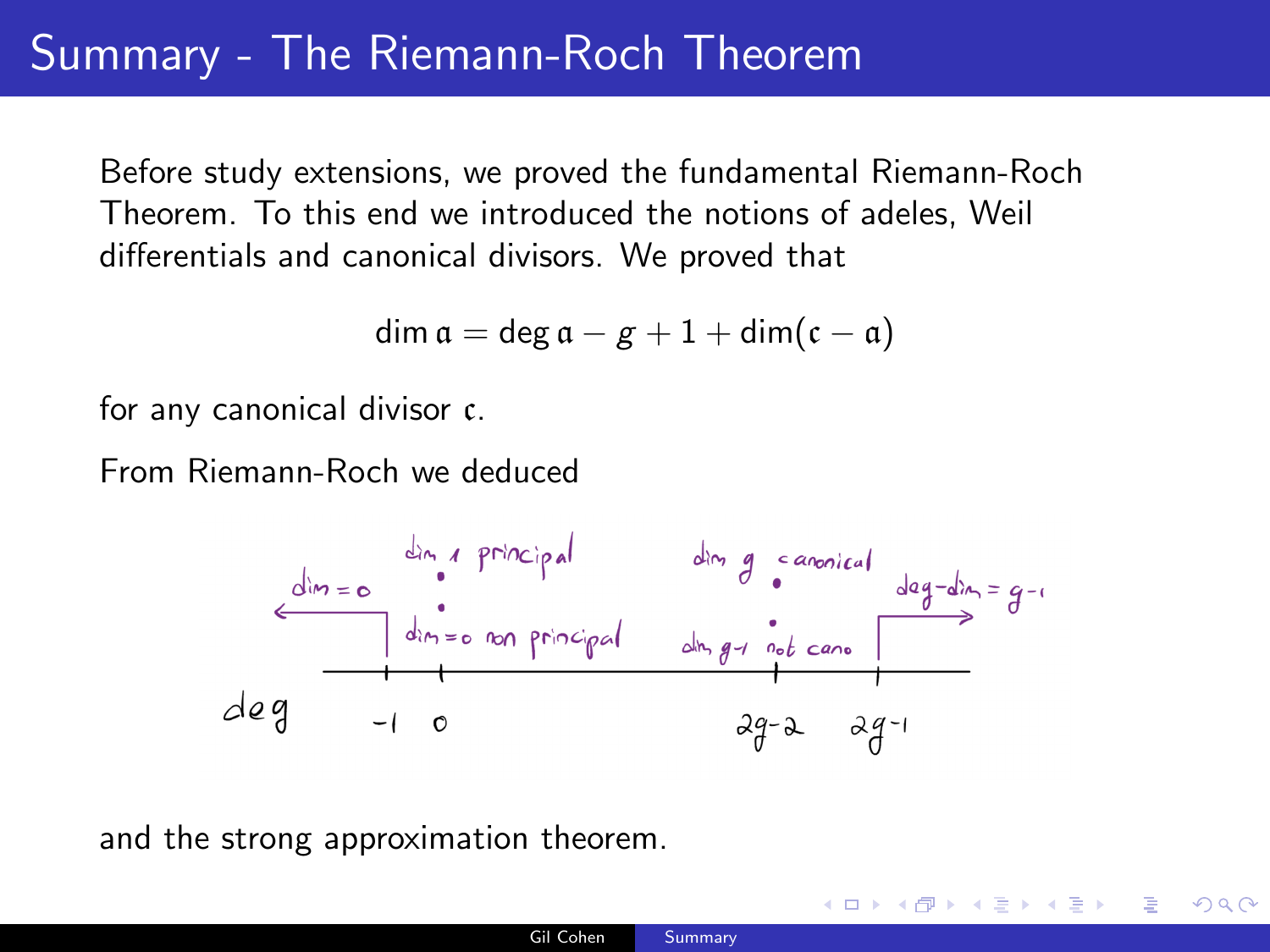# Summary - The Riemann-Roch Theorem

Before study extensions, we proved the fundamental Riemann-Roch Theorem. To this end we introduced the notions of adeles, Weil differentials and canonical divisors. We proved that

$$\dim \mathfrak{a} = \deg \mathfrak{a} - g + 1 + \dim(\mathfrak{c} - \mathfrak{a})$$

for any canonical divisor $\mathfrak{c}$.

From Riemann-Roch we deduced

deg: $-1$, $0$, $2g-2$, $2g-1$

- $\deg < 0$: dim = 0
- $\deg = 0$: dim 1 principal; dim = 0 non principal
- $\deg = 2g-2$: dim $g$ canonical; dim $g-1$ not cano
- $\deg \geq 2g-1$: deg − dim = $g-1$

and the strong approximation theorem.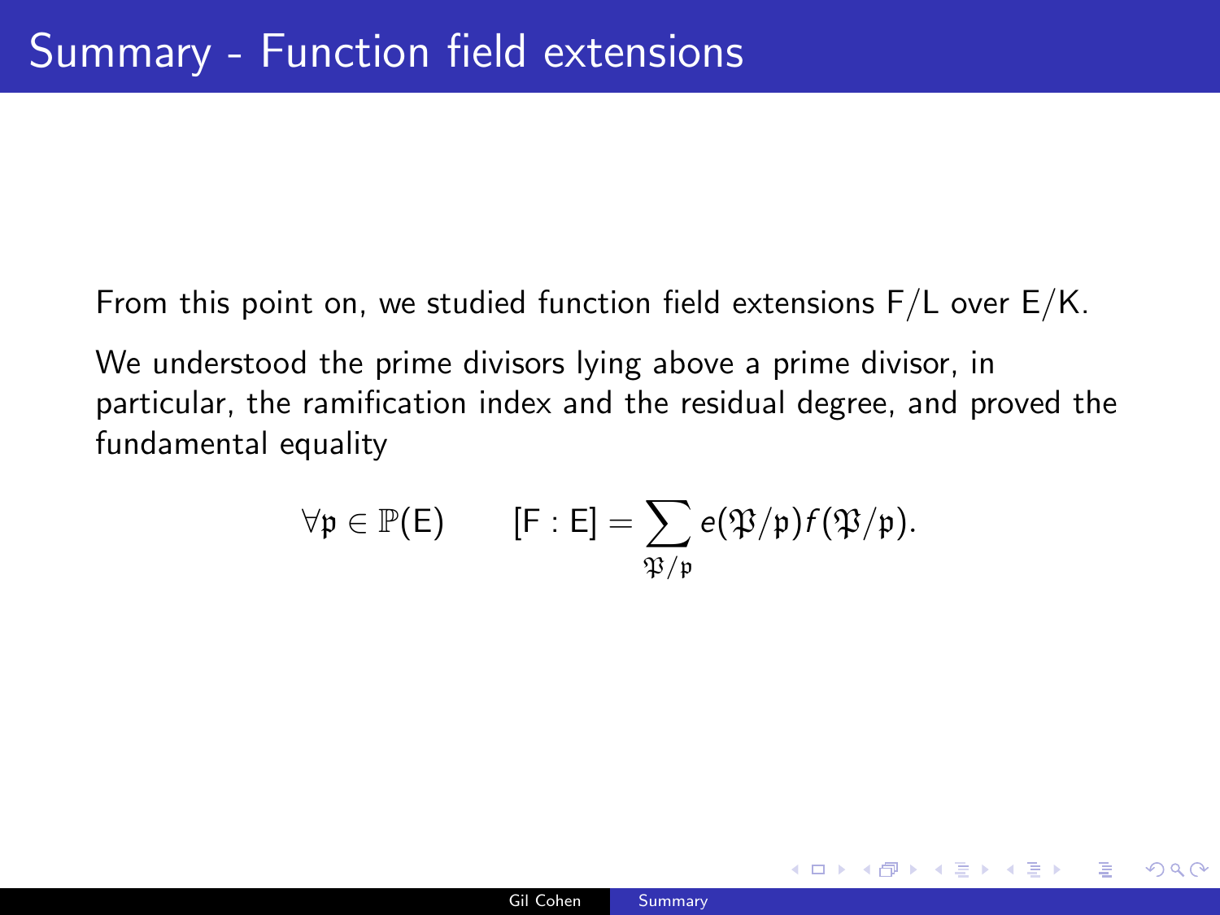# Summary - Function field extensions

From this point on, we studied function field extensions F/L over E/K.

We understood the prime divisors lying above a prime divisor, in particular, the ramification index and the residual degree, and proved the fundamental equality

$$\forall \mathfrak{p} \in \mathbb{P}(\mathsf{E}) \qquad [\mathsf{F} : \mathsf{E}] = \sum_{\mathfrak{P}/\mathfrak{p}} e(\mathfrak{P}/\mathfrak{p}) f(\mathfrak{P}/\mathfrak{p}).$$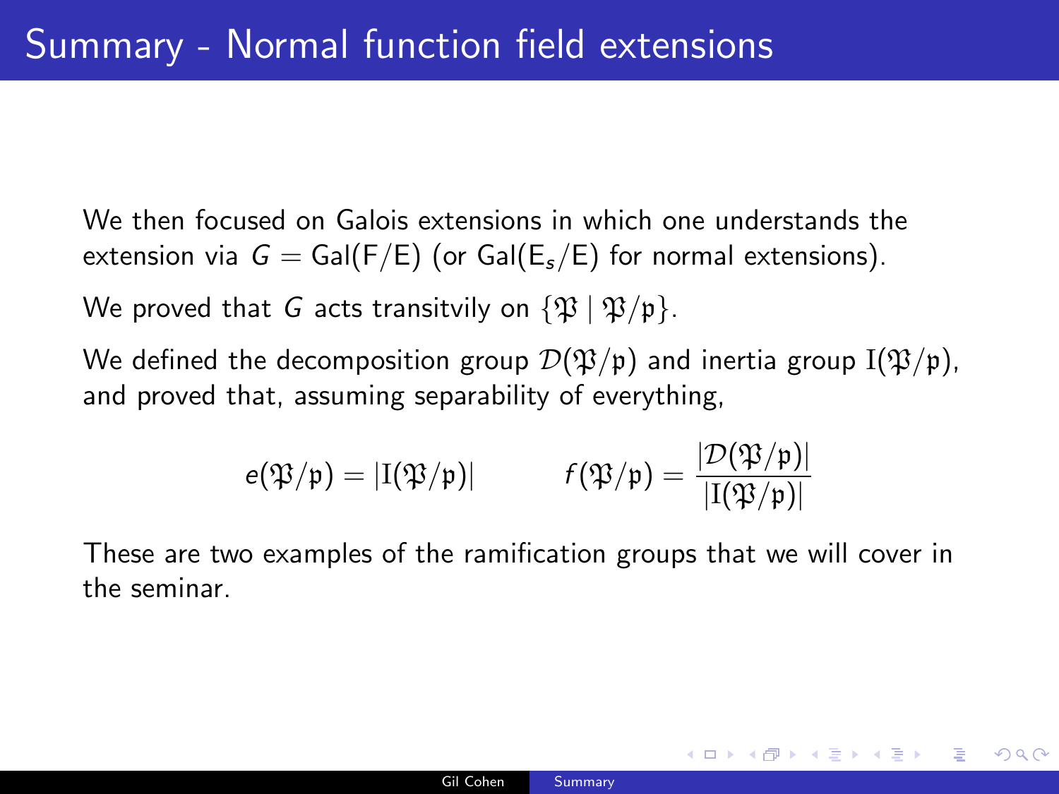# Summary - Normal function field extensions

We then focused on Galois extensions in which one understands the extension via $G = \mathrm{Gal}(\mathsf{F}/\mathsf{E})$ (or $\mathrm{Gal}(\mathsf{E}_s/\mathsf{E})$ for normal extensions).

We proved that $G$ acts transitvily on $\{\mathfrak{P} \mid \mathfrak{P}/\mathfrak{p}\}$.

We defined the decomposition group $\mathcal{D}(\mathfrak{P}/\mathfrak{p})$ and inertia group $\mathrm{I}(\mathfrak{P}/\mathfrak{p})$, and proved that, assuming separability of everything,

$$e(\mathfrak{P}/\mathfrak{p}) = |\mathrm{I}(\mathfrak{P}/\mathfrak{p})| \qquad\qquad f(\mathfrak{P}/\mathfrak{p}) = \frac{|\mathcal{D}(\mathfrak{P}/\mathfrak{p})|}{|\mathrm{I}(\mathfrak{P}/\mathfrak{p})|}$$

These are two examples of the ramification groups that we will cover in the seminar.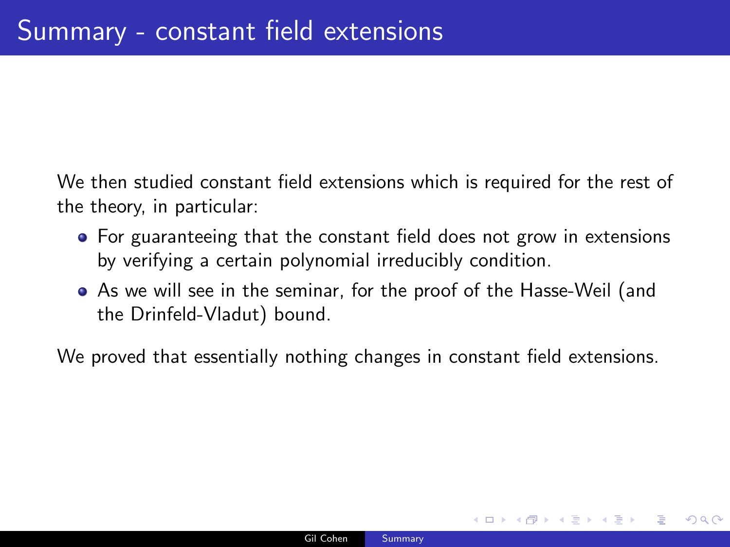# Summary - constant field extensions

We then studied constant field extensions which is required for the rest of the theory, in particular:

- For guaranteeing that the constant field does not grow in extensions by verifying a certain polynomial irreducibly condition.
- As we will see in the seminar, for the proof of the Hasse-Weil (and the Drinfeld-Vladut) bound.

We proved that essentially nothing changes in constant field extensions.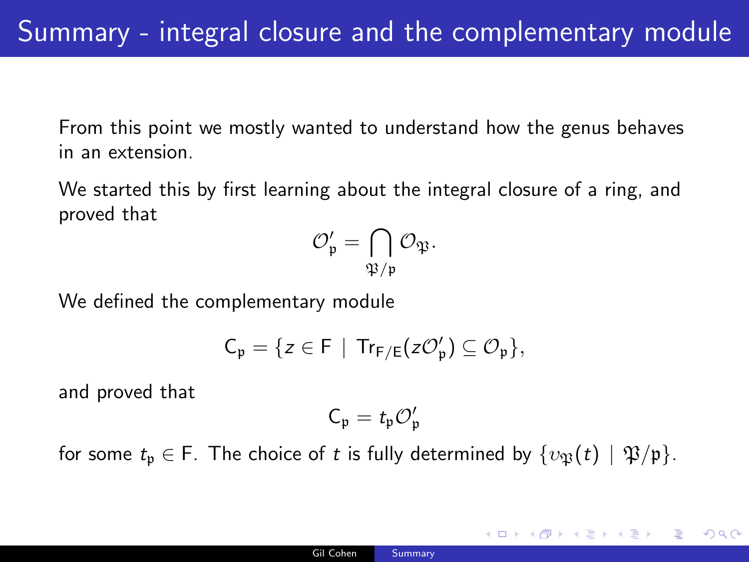# Summary - integral closure and the complementary module

From this point we mostly wanted to understand how the genus behaves in an extension.

We started this by first learning about the integral closure of a ring, and proved that

$$\mathcal{O}'_{\mathfrak{p}} = \bigcap_{\mathfrak{P}/\mathfrak{p}} \mathcal{O}_{\mathfrak{P}}.$$

We defined the complementary module

$$\mathsf{C}_{\mathfrak{p}} = \{z \in \mathsf{F} \mid \mathsf{Tr}_{\mathsf{F}/\mathsf{E}}(z\mathcal{O}'_{\mathfrak{p}}) \subseteq \mathcal{O}_{\mathfrak{p}}\},$$

and proved that

$$\mathsf{C}_{\mathfrak{p}} = t_{\mathfrak{p}}\mathcal{O}'_{\mathfrak{p}}$$

for some $t_{\mathfrak{p}} \in \mathsf{F}$. The choice of $t$ is fully determined by $\{v_{\mathfrak{P}}(t) \mid \mathfrak{P}/\mathfrak{p}\}$.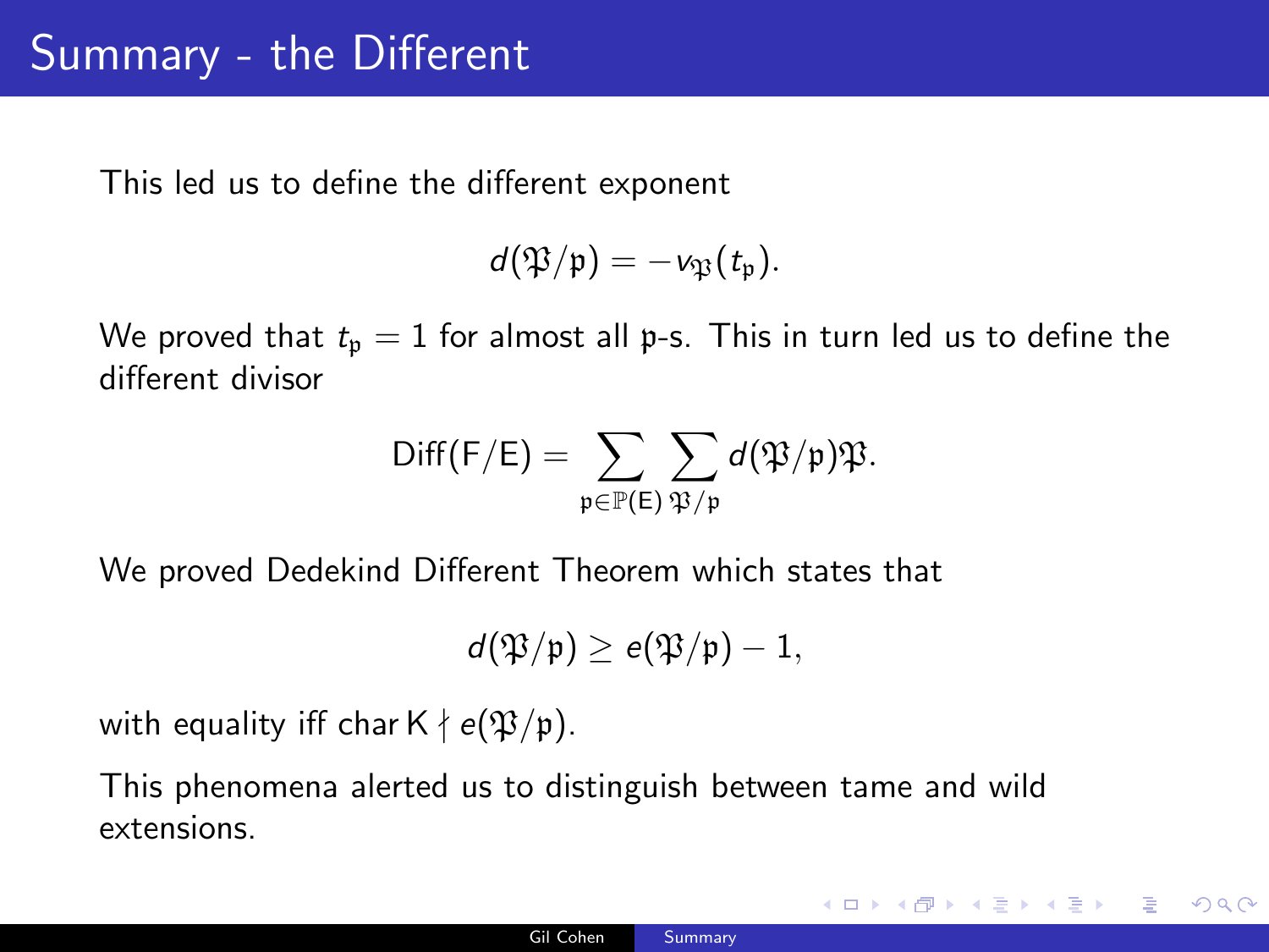# Summary - the Different

This led us to define the different exponent

$$d(\mathfrak{P}/\mathfrak{p}) = -v_{\mathfrak{P}}(t_{\mathfrak{p}}).$$

We proved that $t_{\mathfrak{p}} = 1$ for almost all $\mathfrak{p}$-s. This in turn led us to define the different divisor

$$\mathrm{Diff}(\mathsf{F}/\mathsf{E}) = \sum_{\mathfrak{p} \in \mathbb{P}(\mathsf{E})} \sum_{\mathfrak{P}/\mathfrak{p}} d(\mathfrak{P}/\mathfrak{p})\mathfrak{P}.$$

We proved Dedekind Different Theorem which states that

$$d(\mathfrak{P}/\mathfrak{p}) \geq e(\mathfrak{P}/\mathfrak{p}) - 1,$$

with equality iff $\operatorname{char} \mathsf{K} \nmid e(\mathfrak{P}/\mathfrak{p})$.

This phenomena alerted us to distinguish between tame and wild extensions.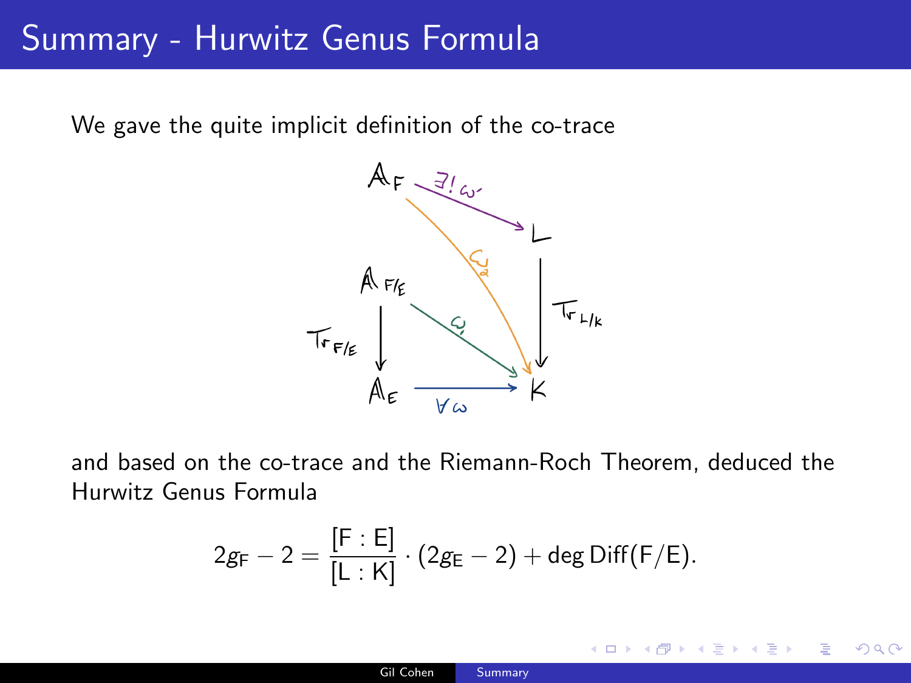# Summary - Hurwitz Genus Formula

We gave the quite implicit definition of the co-trace

and based on the co-trace and the Riemann-Roch Theorem, deduced the Hurwitz Genus Formula

$$2g_F - 2 = \frac{[F:E]}{[L:K]} \cdot (2g_E - 2) + \deg \mathrm{Diff}(F/E).$$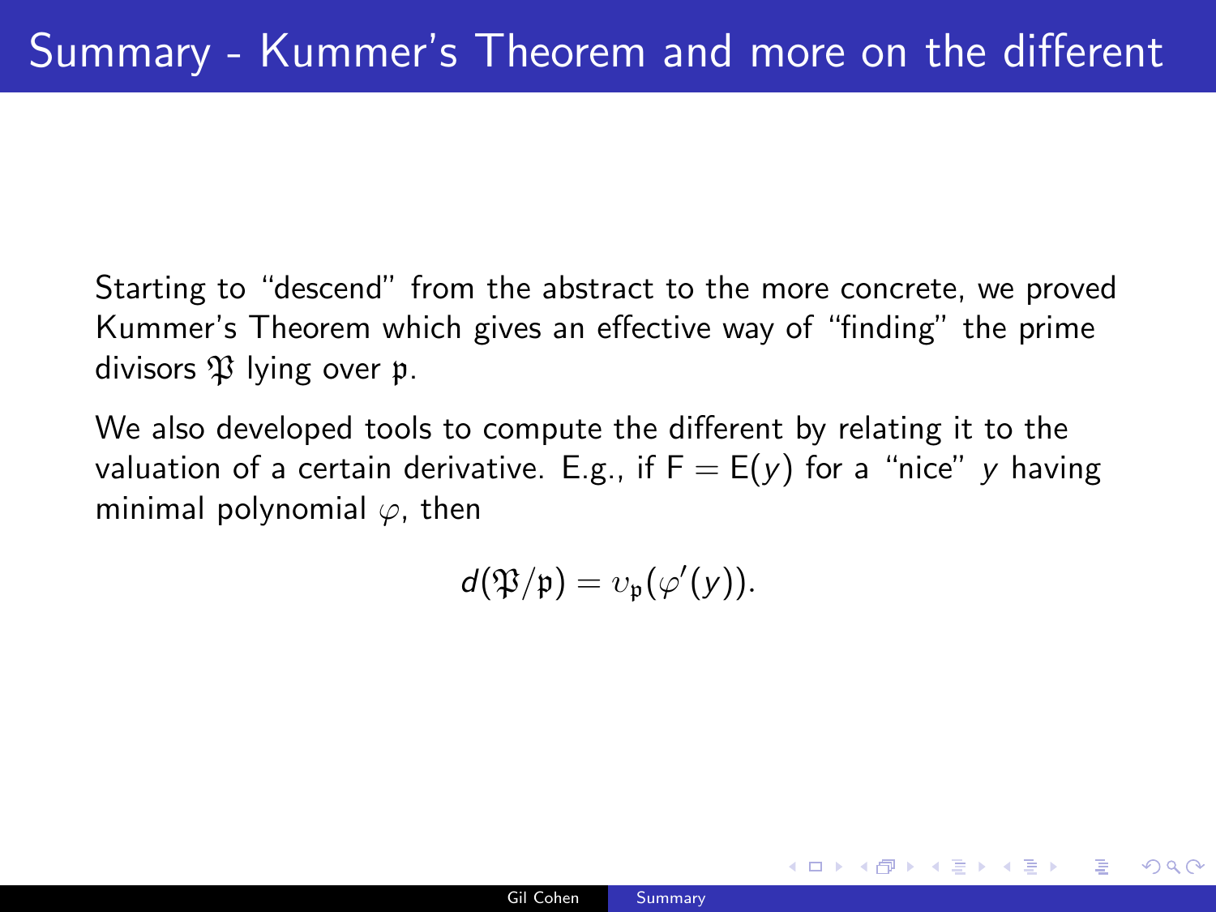# Summary - Kummer's Theorem and more on the different

Starting to "descend" from the abstract to the more concrete, we proved Kummer's Theorem which gives an effective way of "finding" the prime divisors $\mathfrak{P}$ lying over $\mathfrak{p}$.

We also developed tools to compute the different by relating it to the valuation of a certain derivative. E.g., if $\mathsf{F} = \mathsf{E}(y)$ for a "nice" $y$ having minimal polynomial $\varphi$, then

$$d(\mathfrak{P}/\mathfrak{p}) = \upsilon_{\mathfrak{p}}(\varphi'(y)).$$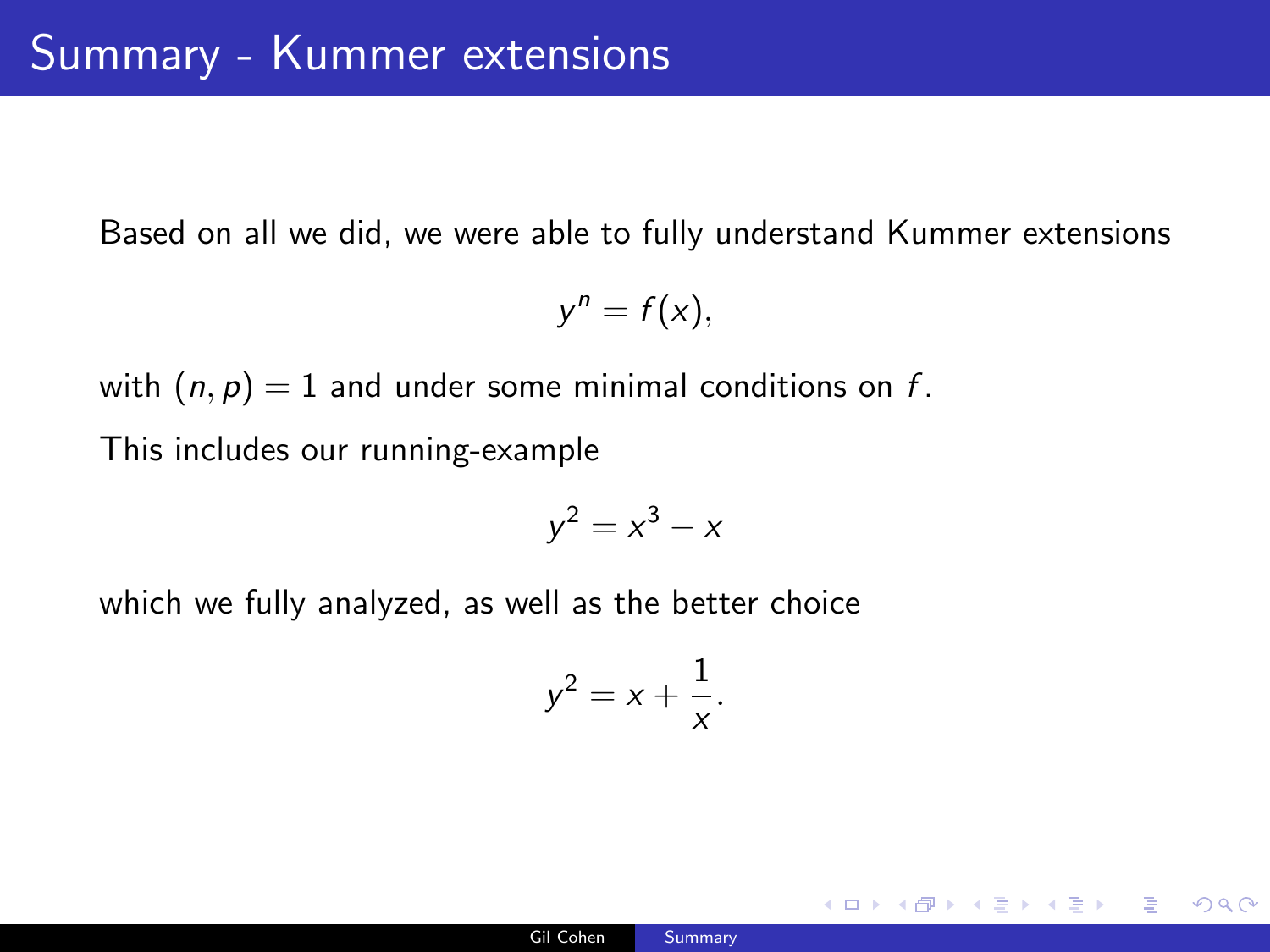# Summary - Kummer extensions

Based on all we did, we were able to fully understand Kummer extensions

$$y^n = f(x),$$

with $(n, p) = 1$ and under some minimal conditions on $f$.

This includes our running-example

$$y^2 = x^3 - x$$

which we fully analyzed, as well as the better choice

$$y^2 = x + \frac{1}{x}.$$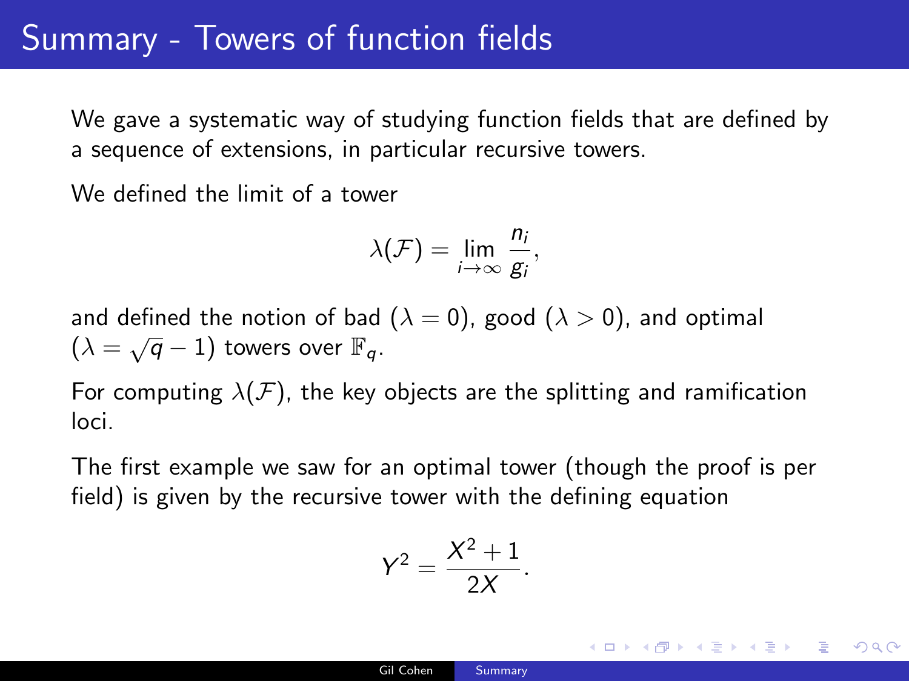# Summary - Towers of function fields

We gave a systematic way of studying function fields that are defined by a sequence of extensions, in particular recursive towers.

We defined the limit of a tower

$$\lambda(\mathcal{F}) = \lim_{i \to \infty} \frac{n_i}{g_i},$$

and defined the notion of bad ($\lambda = 0$), good ($\lambda > 0$), and optimal ($\lambda = \sqrt{q} - 1$) towers over $\mathbb{F}_q$.

For computing $\lambda(\mathcal{F})$, the key objects are the splitting and ramification loci.

The first example we saw for an optimal tower (though the proof is per field) is given by the recursive tower with the defining equation

$$Y^2 = \frac{X^2 + 1}{2X}.$$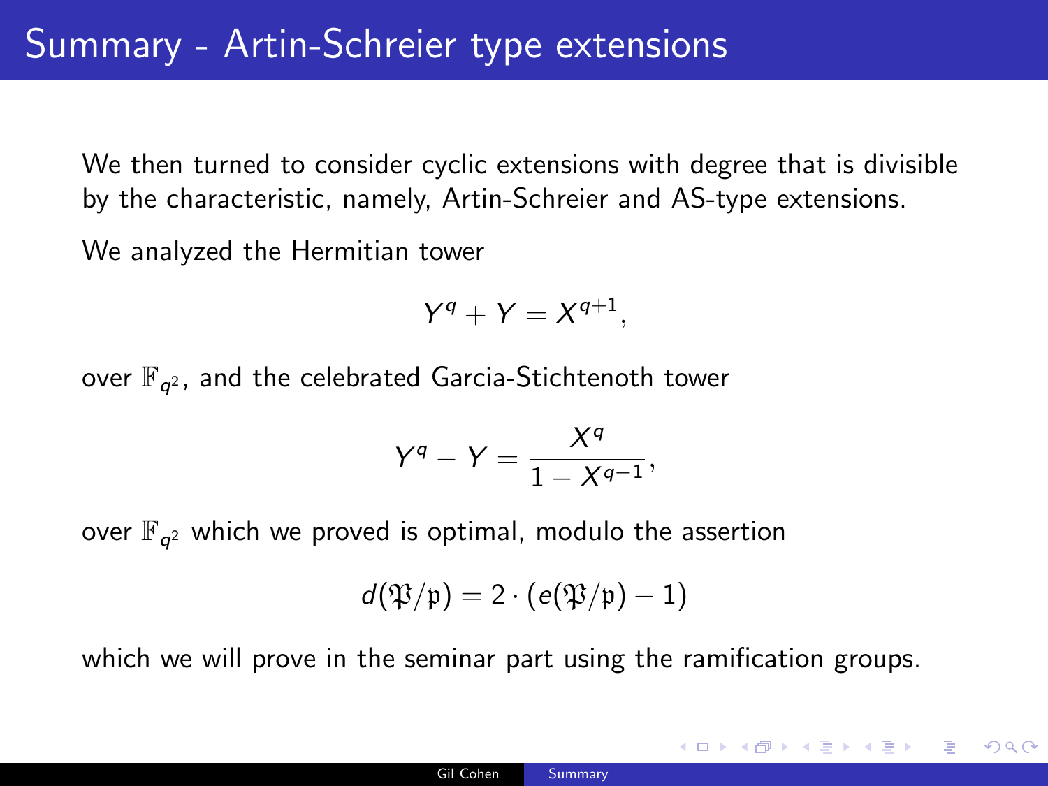# Summary - Artin-Schreier type extensions

We then turned to consider cyclic extensions with degree that is divisible by the characteristic, namely, Artin-Schreier and AS-type extensions.

We analyzed the Hermitian tower

$$Y^q + Y = X^{q+1},$$

over $\mathbb{F}_{q^2}$, and the celebrated Garcia-Stichtenoth tower

$$Y^q - Y = \frac{X^q}{1 - X^{q-1}},$$

over $\mathbb{F}_{q^2}$ which we proved is optimal, modulo the assertion

$$d(\mathfrak{P}/\mathfrak{p}) = 2 \cdot (e(\mathfrak{P}/\mathfrak{p}) - 1)$$

which we will prove in the seminar part using the ramification groups.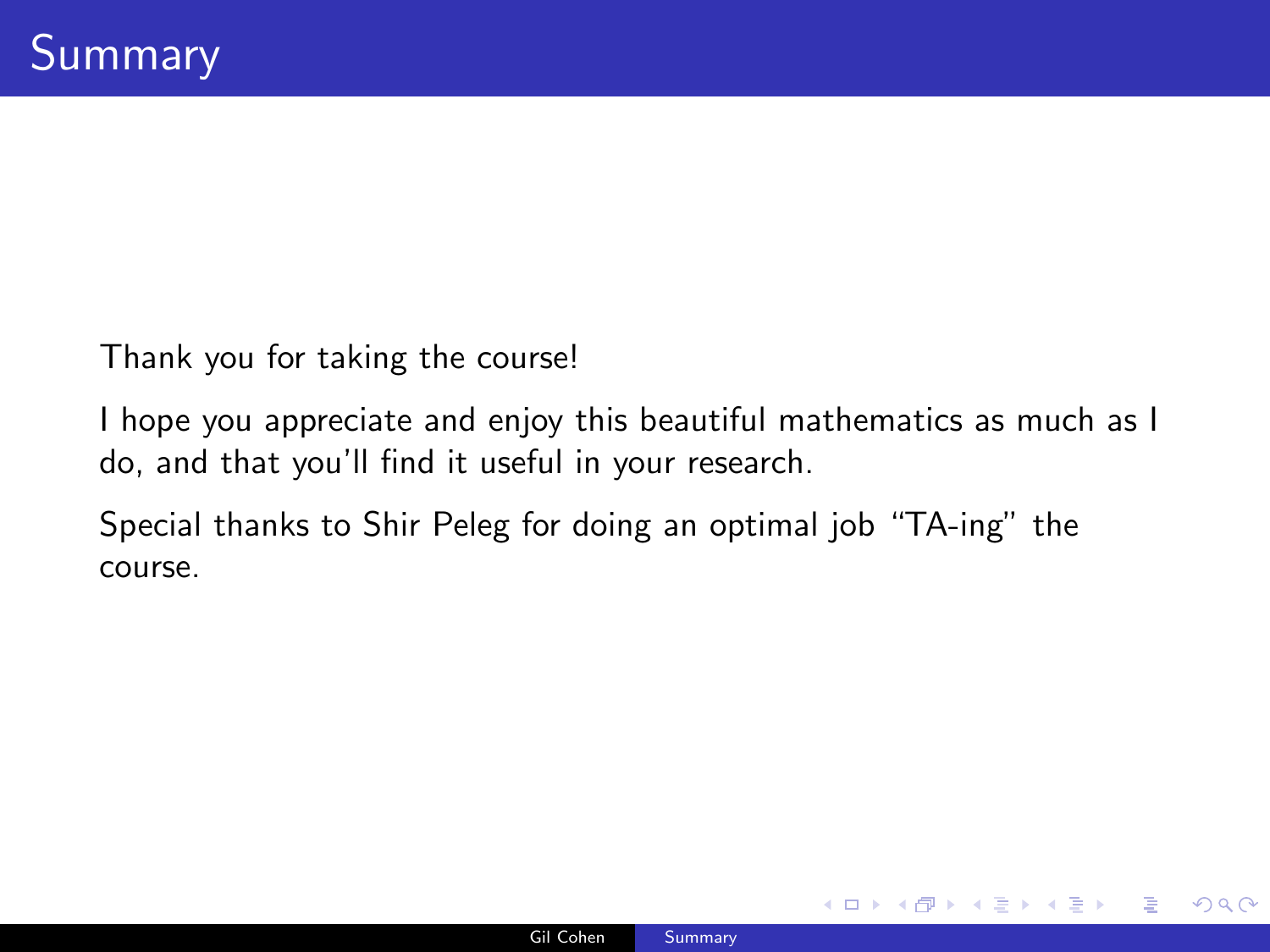# Summary

Thank you for taking the course!

I hope you appreciate and enjoy this beautiful mathematics as much as I do, and that you'll find it useful in your research.

Special thanks to Shir Peleg for doing an optimal job "TA-ing" the course.